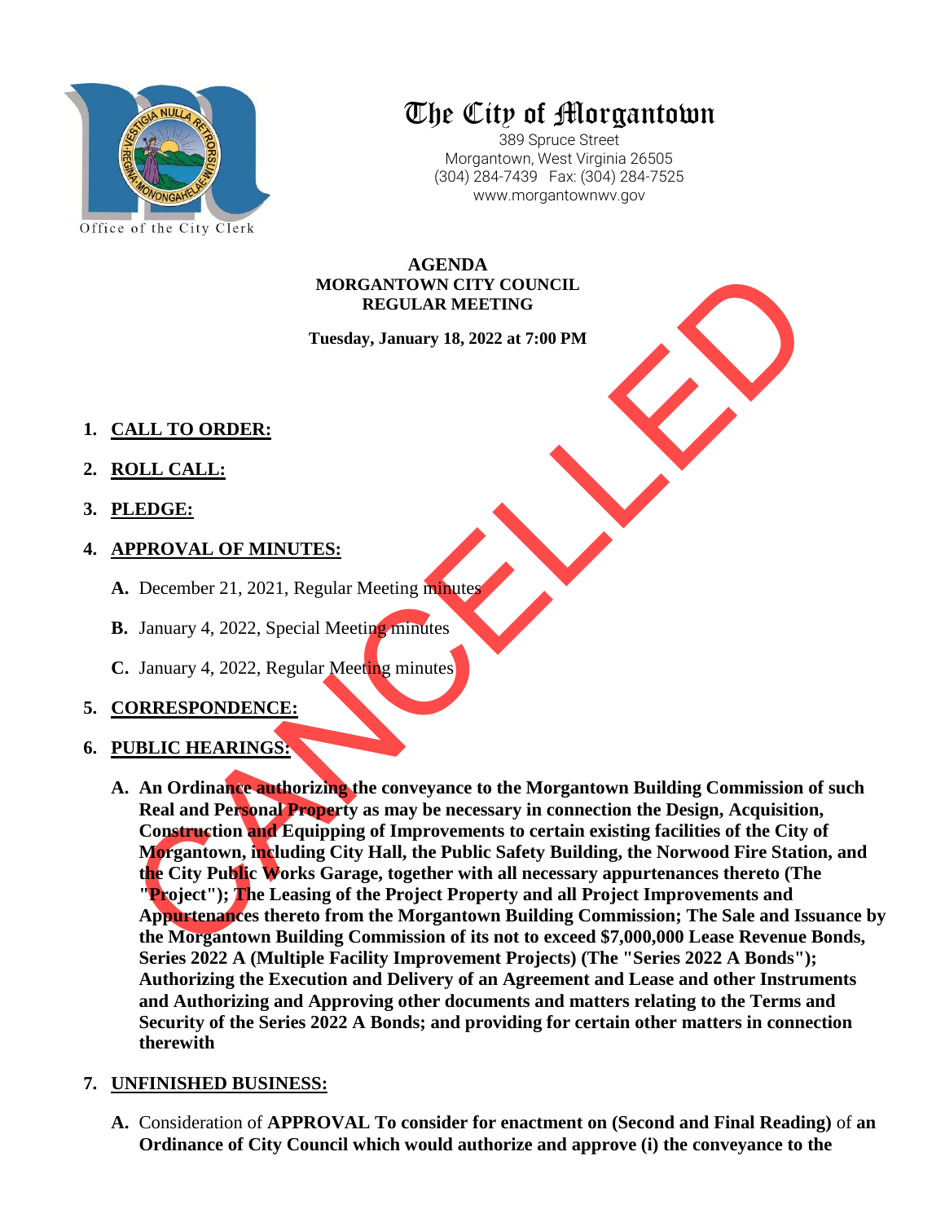Office of the City Clerk

# The City of Morgantown

389 Spruce Street
Morgantown, West Virginia 26505
(304) 284-7439 Fax: (304) 284-7525
www.morgantownwv.gov

**AGENDA**
**MORGANTOWN CITY COUNCIL**
**REGULAR MEETING**

**Tuesday, January 18, 2022 at 7:00 PM**

CANCELLED

1. **CALL TO ORDER:**

2. **ROLL CALL:**

3. **PLEDGE:**

4. **APPROVAL OF MINUTES:**

   **A.** December 21, 2021, Regular Meeting minutes

   **B.** January 4, 2022, Special Meeting minutes

   **C.** January 4, 2022, Regular Meeting minutes

5. **CORRESPONDENCE:**

6. **PUBLIC HEARINGS:**

   **A. An Ordinance authorizing the conveyance to the Morgantown Building Commission of such Real and Personal Property as may be necessary in connection the Design, Acquisition, Construction and Equipping of Improvements to certain existing facilities of the City of Morgantown, including City Hall, the Public Safety Building, the Norwood Fire Station, and the City Public Works Garage, together with all necessary appurtenances thereto (The "Project"); The Leasing of the Project Property and all Project Improvements and Appurtenances thereto from the Morgantown Building Commission; The Sale and Issuance by the Morgantown Building Commission of its not to exceed $7,000,000 Lease Revenue Bonds, Series 2022 A (Multiple Facility Improvement Projects) (The "Series 2022 A Bonds"); Authorizing the Execution and Delivery of an Agreement and Lease and other Instruments and Authorizing and Approving other documents and matters relating to the Terms and Security of the Series 2022 A Bonds; and providing for certain other matters in connection therewith**

7. **UNFINISHED BUSINESS:**

   **A.** Consideration of **APPROVAL To consider for enactment on (Second and Final Reading)** of **an Ordinance of City Council which would authorize and approve (i) the conveyance to the**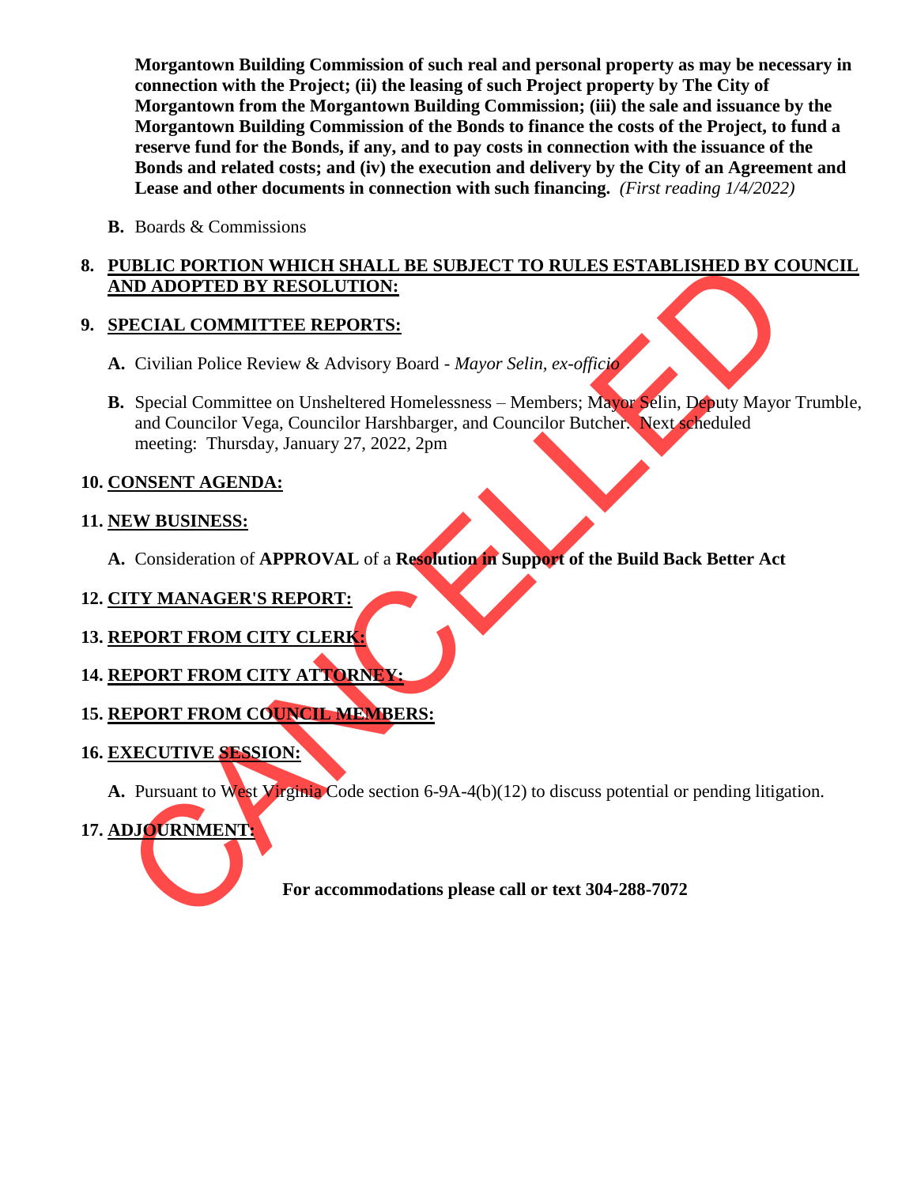**Morgantown Building Commission of such real and personal property as may be necessary in connection with the Project; (ii) the leasing of such Project property by The City of Morgantown from the Morgantown Building Commission; (iii) the sale and issuance by the Morgantown Building Commission of the Bonds to finance the costs of the Project, to fund a reserve fund for the Bonds, if any, and to pay costs in connection with the issuance of the Bonds and related costs; and (iv) the execution and delivery by the City of an Agreement and Lease and other documents in connection with such financing.** *(First reading 1/4/2022)*

**B.** Boards & Commissions

**8. PUBLIC PORTION WHICH SHALL BE SUBJECT TO RULES ESTABLISHED BY COUNCIL AND ADOPTED BY RESOLUTION:**

**9. SPECIAL COMMITTEE REPORTS:**

**A.** Civilian Police Review & Advisory Board - *Mayor Selin, ex-officio*

**B.** Special Committee on Unsheltered Homelessness – Members; Mayor Selin, Deputy Mayor Trumble, and Councilor Vega, Councilor Harshbarger, and Councilor Butcher. Next scheduled meeting: Thursday, January 27, 2022, 2pm

**10. CONSENT AGENDA:**

**11. NEW BUSINESS:**

**A.** Consideration of **APPROVAL** of a **Resolution in Support of the Build Back Better Act**

**12. CITY MANAGER'S REPORT:**

**13. REPORT FROM CITY CLERK:**

**14. REPORT FROM CITY ATTORNEY:**

**15. REPORT FROM COUNCIL MEMBERS:**

**16. EXECUTIVE SESSION:**

**A.** Pursuant to West Virginia Code section 6-9A-4(b)(12) to discuss potential or pending litigation.

**17. ADJOURNMENT:**

**For accommodations please call or text 304-288-7072**

CANCELLED